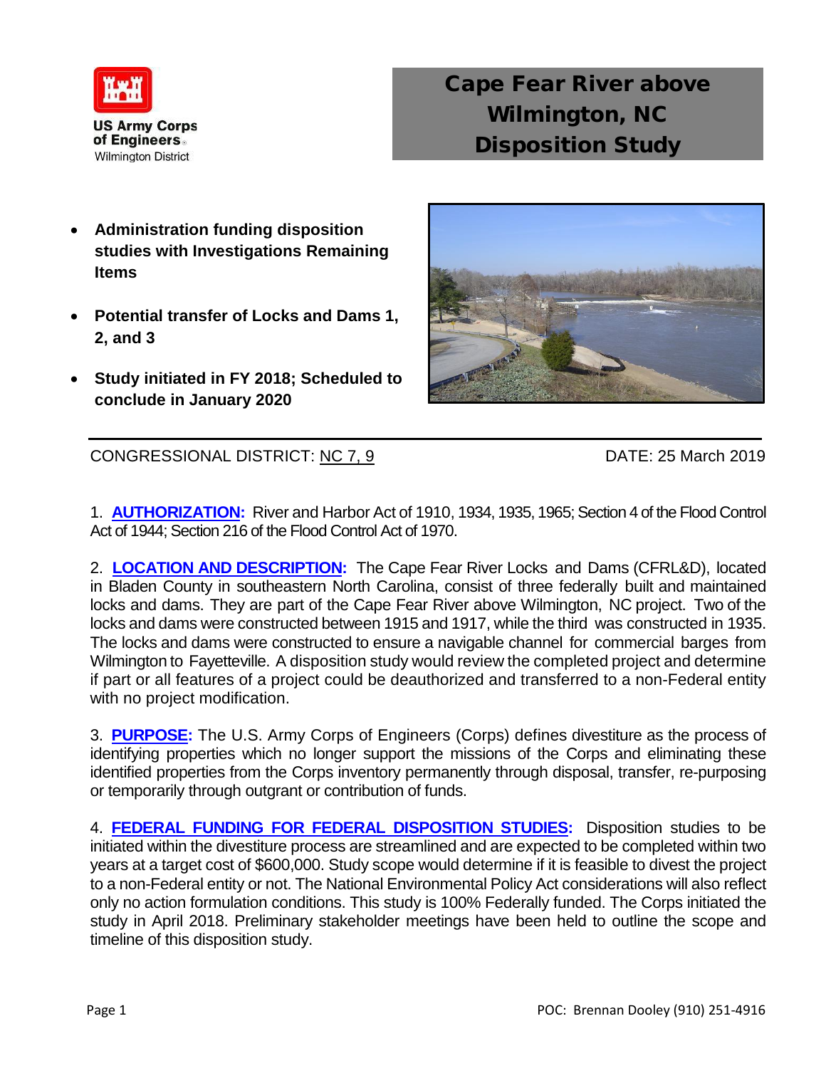US Army Corps of Engineers
Wilmington District

# Cape Fear River above Wilmington, NC Disposition Study

- **Administration funding disposition studies with Investigations Remaining Items**
- **Potential transfer of Locks and Dams 1, 2, and 3**
- **Study initiated in FY 2018; Scheduled to conclude in January 2020**

CONGRESSIONAL DISTRICT: NC 7, 9

DATE: 25 March 2019

1. **AUTHORIZATION:** River and Harbor Act of 1910, 1934, 1935, 1965; Section 4 of the Flood Control Act of 1944; Section 216 of the Flood Control Act of 1970.

2. **LOCATION AND DESCRIPTION:** The Cape Fear River Locks and Dams (CFRL&D), located in Bladen County in southeastern North Carolina, consist of three federally built and maintained locks and dams. They are part of the Cape Fear River above Wilmington, NC project. Two of the locks and dams were constructed between 1915 and 1917, while the third was constructed in 1935. The locks and dams were constructed to ensure a navigable channel for commercial barges from Wilmington to Fayetteville. A disposition study would review the completed project and determine if part or all features of a project could be deauthorized and transferred to a non-Federal entity with no project modification.

3. **PURPOSE:** The U.S. Army Corps of Engineers (Corps) defines divestiture as the process of identifying properties which no longer support the missions of the Corps and eliminating these identified properties from the Corps inventory permanently through disposal, transfer, re-purposing or temporarily through outgrant or contribution of funds.

4. **FEDERAL FUNDING FOR FEDERAL DISPOSITION STUDIES:** Disposition studies to be initiated within the divestiture process are streamlined and are expected to be completed within two years at a target cost of $600,000. Study scope would determine if it is feasible to divest the project to a non-Federal entity or not. The National Environmental Policy Act considerations will also reflect only no action formulation conditions. This study is 100% Federally funded. The Corps initiated the study in April 2018. Preliminary stakeholder meetings have been held to outline the scope and timeline of this disposition study.

POC: Brennan Dooley (910) 251-4916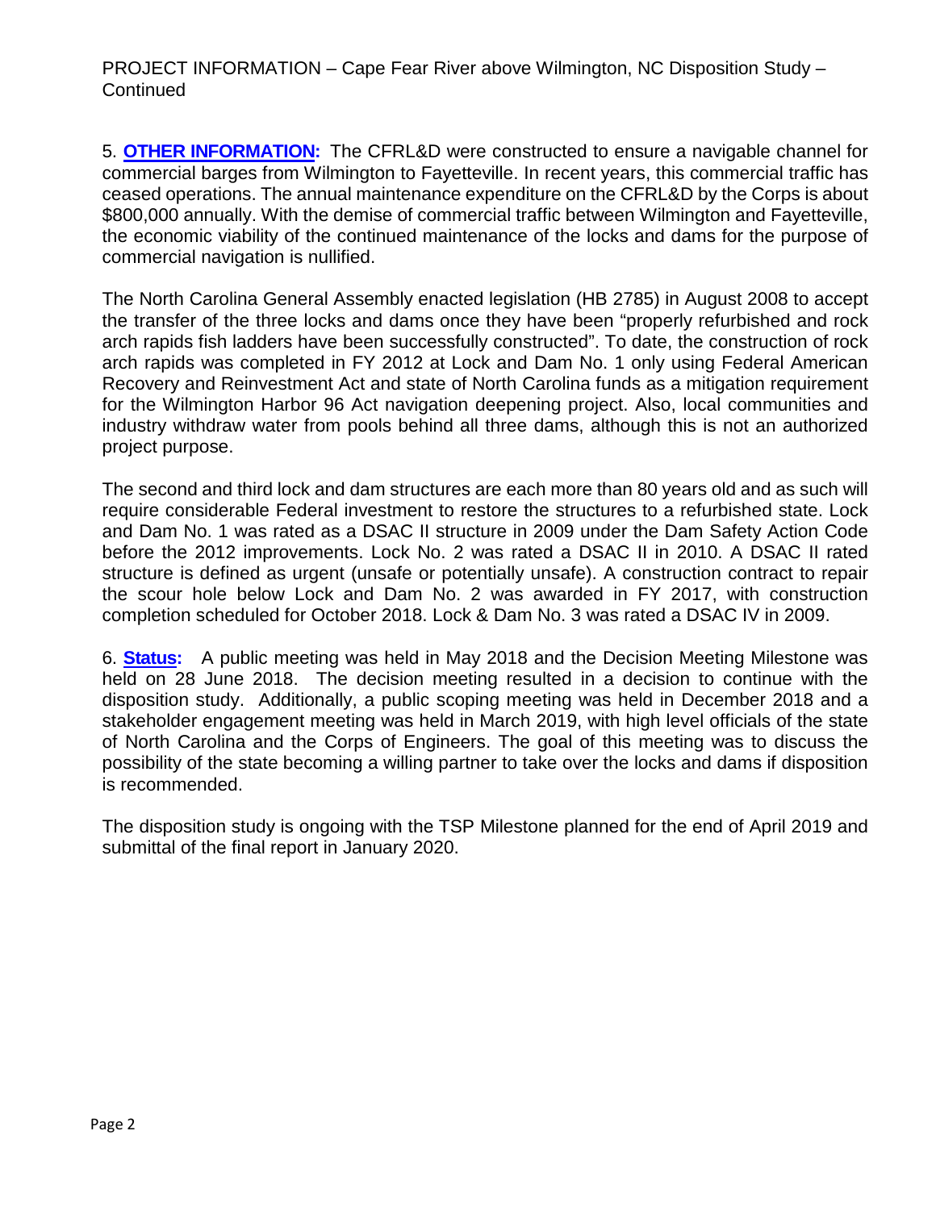PROJECT INFORMATION – Cape Fear River above Wilmington, NC Disposition Study – Continued

5. **OTHER INFORMATION:** The CFRL&D were constructed to ensure a navigable channel for commercial barges from Wilmington to Fayetteville. In recent years, this commercial traffic has ceased operations. The annual maintenance expenditure on the CFRL&D by the Corps is about $800,000 annually. With the demise of commercial traffic between Wilmington and Fayetteville, the economic viability of the continued maintenance of the locks and dams for the purpose of commercial navigation is nullified.

The North Carolina General Assembly enacted legislation (HB 2785) in August 2008 to accept the transfer of the three locks and dams once they have been "properly refurbished and rock arch rapids fish ladders have been successfully constructed". To date, the construction of rock arch rapids was completed in FY 2012 at Lock and Dam No. 1 only using Federal American Recovery and Reinvestment Act and state of North Carolina funds as a mitigation requirement for the Wilmington Harbor 96 Act navigation deepening project. Also, local communities and industry withdraw water from pools behind all three dams, although this is not an authorized project purpose.

The second and third lock and dam structures are each more than 80 years old and as such will require considerable Federal investment to restore the structures to a refurbished state. Lock and Dam No. 1 was rated as a DSAC II structure in 2009 under the Dam Safety Action Code before the 2012 improvements. Lock No. 2 was rated a DSAC II in 2010. A DSAC II rated structure is defined as urgent (unsafe or potentially unsafe). A construction contract to repair the scour hole below Lock and Dam No. 2 was awarded in FY 2017, with construction completion scheduled for October 2018. Lock & Dam No. 3 was rated a DSAC IV in 2009.

6. **Status:** A public meeting was held in May 2018 and the Decision Meeting Milestone was held on 28 June 2018. The decision meeting resulted in a decision to continue with the disposition study. Additionally, a public scoping meeting was held in December 2018 and a stakeholder engagement meeting was held in March 2019, with high level officials of the state of North Carolina and the Corps of Engineers. The goal of this meeting was to discuss the possibility of the state becoming a willing partner to take over the locks and dams if disposition is recommended.

The disposition study is ongoing with the TSP Milestone planned for the end of April 2019 and submittal of the final report in January 2020.